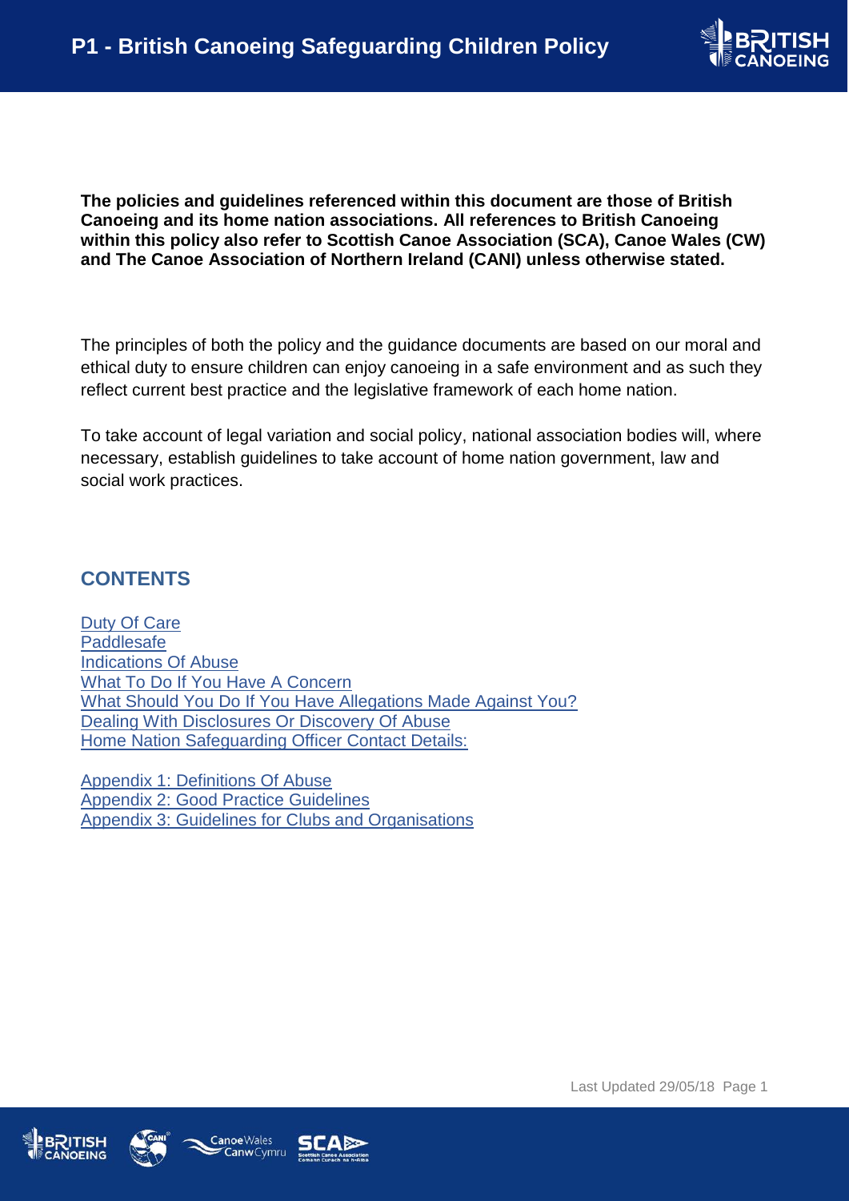# P1 - British Canoeing Safeguarding Children Policy

**The policies and guidelines referenced within this document are those of British Canoeing and its home nation associations. All references to British Canoeing within this policy also refer to Scottish Canoe Association (SCA), Canoe Wales (CW) and The Canoe Association of Northern Ireland (CANI) unless otherwise stated.**

The principles of both the policy and the guidance documents are based on our moral and ethical duty to ensure children can enjoy canoeing in a safe environment and as such they reflect current best practice and the legislative framework of each home nation.

To take account of legal variation and social policy, national association bodies will, where necessary, establish guidelines to take account of home nation government, law and social work practices.

## CONTENTS

Duty Of Care
Paddlesafe
Indications Of Abuse
What To Do If You Have A Concern
What Should You Do If You Have Allegations Made Against You?
Dealing With Disclosures Or Discovery Of Abuse
Home Nation Safeguarding Officer Contact Details:

Appendix 1: Definitions Of Abuse
Appendix 2: Good Practice Guidelines
Appendix 3: Guidelines for Clubs and Organisations

Last Updated 29/05/18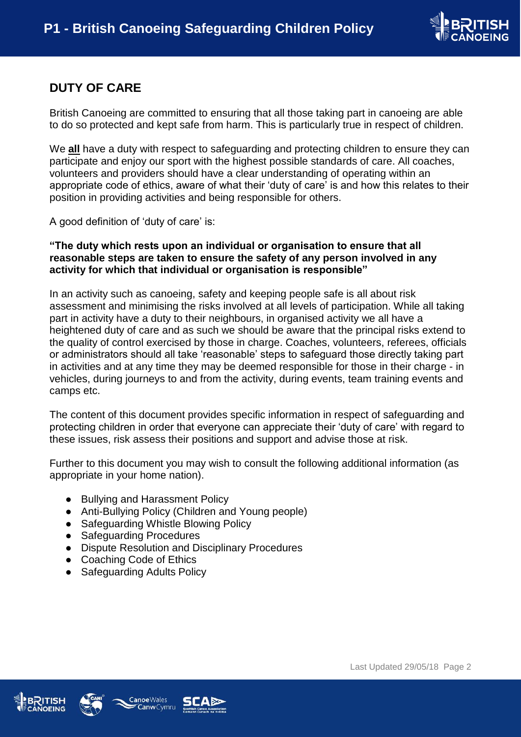## DUTY OF CARE

British Canoeing are committed to ensuring that all those taking part in canoeing are able to do so protected and kept safe from harm. This is particularly true in respect of children.

We **all** have a duty with respect to safeguarding and protecting children to ensure they can participate and enjoy our sport with the highest possible standards of care. All coaches, volunteers and providers should have a clear understanding of operating within an appropriate code of ethics, aware of what their 'duty of care' is and how this relates to their position in providing activities and being responsible for others.

A good definition of 'duty of care' is:

**"The duty which rests upon an individual or organisation to ensure that all reasonable steps are taken to ensure the safety of any person involved in any activity for which that individual or organisation is responsible"**

In an activity such as canoeing, safety and keeping people safe is all about risk assessment and minimising the risks involved at all levels of participation. While all taking part in activity have a duty to their neighbours, in organised activity we all have a heightened duty of care and as such we should be aware that the principal risks extend to the quality of control exercised by those in charge. Coaches, volunteers, referees, officials or administrators should all take 'reasonable' steps to safeguard those directly taking part in activities and at any time they may be deemed responsible for those in their charge - in vehicles, during journeys to and from the activity, during events, team training events and camps etc.

The content of this document provides specific information in respect of safeguarding and protecting children in order that everyone can appreciate their 'duty of care' with regard to these issues, risk assess their positions and support and advise those at risk.

Further to this document you may wish to consult the following additional information (as appropriate in your home nation).

- Bullying and Harassment Policy
- Anti-Bullying Policy (Children and Young people)
- Safeguarding Whistle Blowing Policy
- Safeguarding Procedures
- Dispute Resolution and Disciplinary Procedures
- Coaching Code of Ethics
- Safeguarding Adults Policy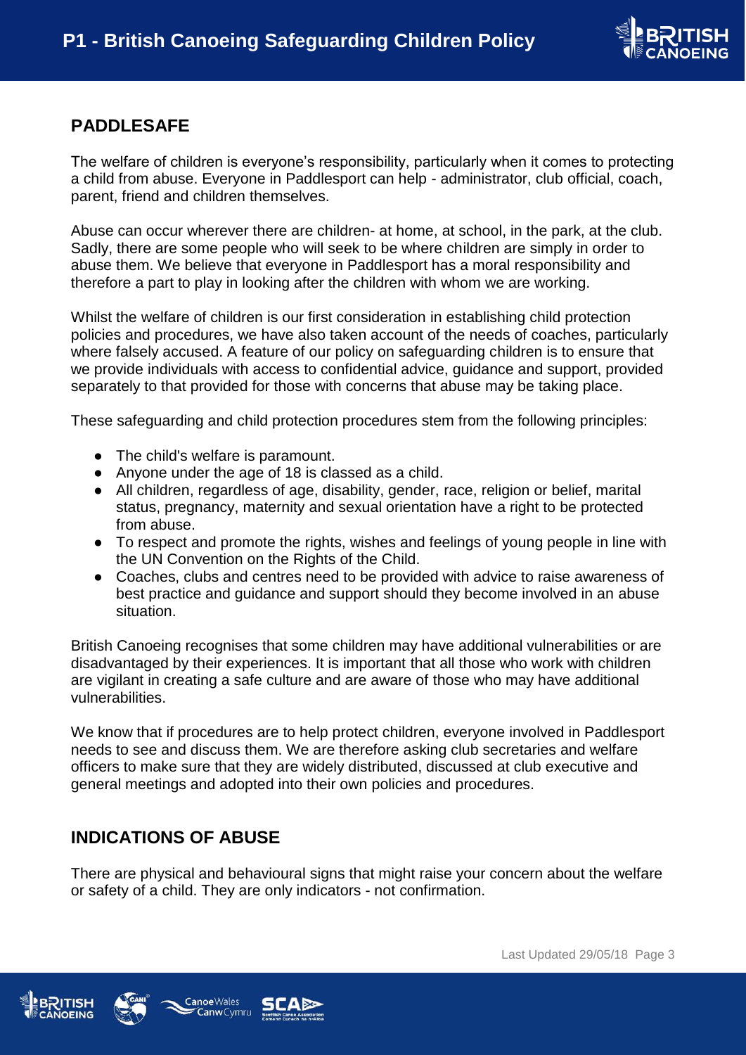## PADDLESAFE

The welfare of children is everyone's responsibility, particularly when it comes to protecting a child from abuse. Everyone in Paddlesport can help - administrator, club official, coach, parent, friend and children themselves.

Abuse can occur wherever there are children- at home, at school, in the park, at the club. Sadly, there are some people who will seek to be where children are simply in order to abuse them. We believe that everyone in Paddlesport has a moral responsibility and therefore a part to play in looking after the children with whom we are working.

Whilst the welfare of children is our first consideration in establishing child protection policies and procedures, we have also taken account of the needs of coaches, particularly where falsely accused. A feature of our policy on safeguarding children is to ensure that we provide individuals with access to confidential advice, guidance and support, provided separately to that provided for those with concerns that abuse may be taking place.

These safeguarding and child protection procedures stem from the following principles:

- The child's welfare is paramount.
- Anyone under the age of 18 is classed as a child.
- All children, regardless of age, disability, gender, race, religion or belief, marital status, pregnancy, maternity and sexual orientation have a right to be protected from abuse.
- To respect and promote the rights, wishes and feelings of young people in line with the UN Convention on the Rights of the Child.
- Coaches, clubs and centres need to be provided with advice to raise awareness of best practice and guidance and support should they become involved in an abuse situation.

British Canoeing recognises that some children may have additional vulnerabilities or are disadvantaged by their experiences. It is important that all those who work with children are vigilant in creating a safe culture and are aware of those who may have additional vulnerabilities.

We know that if procedures are to help protect children, everyone involved in Paddlesport needs to see and discuss them. We are therefore asking club secretaries and welfare officers to make sure that they are widely distributed, discussed at club executive and general meetings and adopted into their own policies and procedures.

## INDICATIONS OF ABUSE

There are physical and behavioural signs that might raise your concern about the welfare or safety of a child. They are only indicators - not confirmation.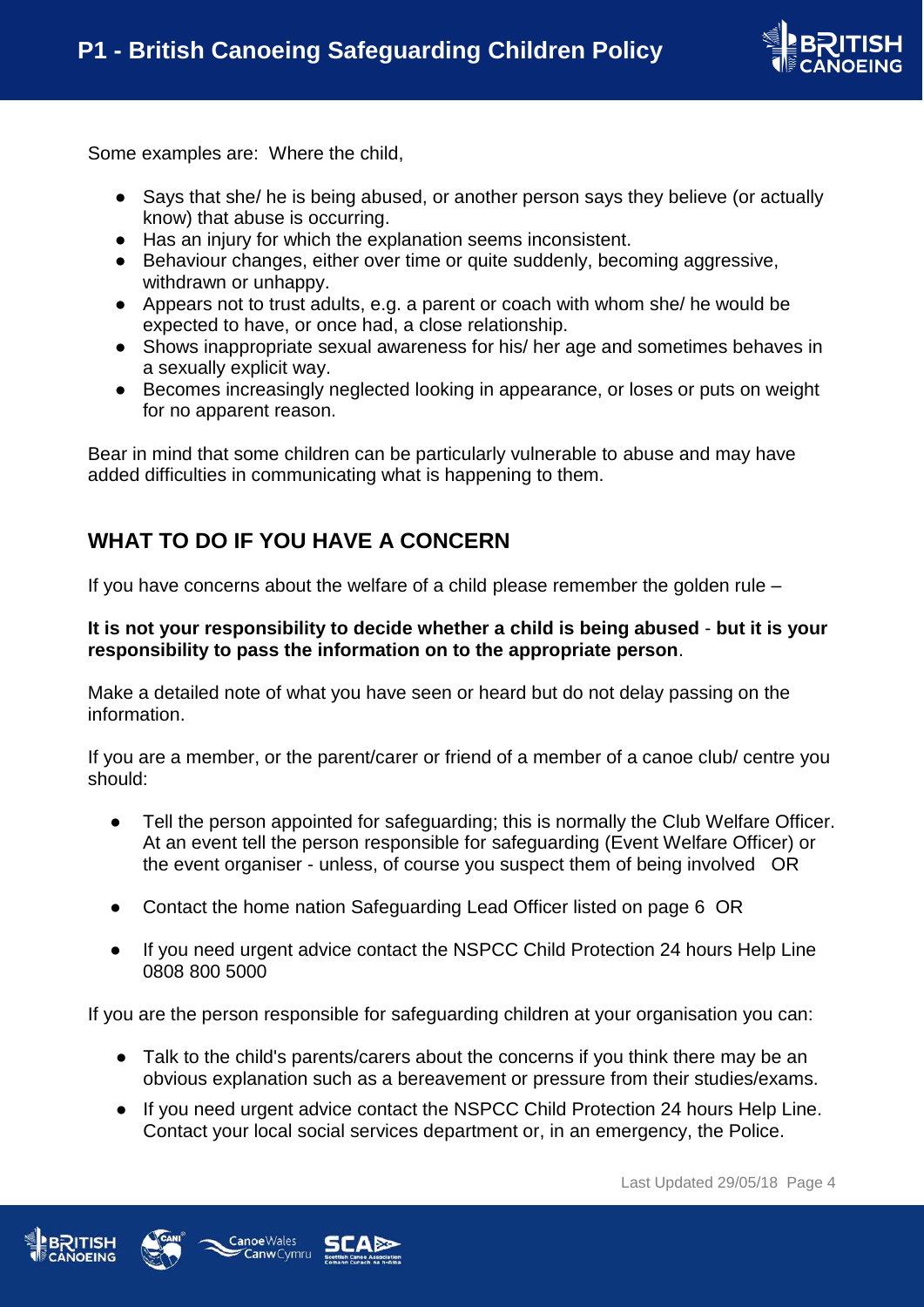Some examples are: Where the child,

- Says that she/ he is being abused, or another person says they believe (or actually know) that abuse is occurring.
- Has an injury for which the explanation seems inconsistent.
- Behaviour changes, either over time or quite suddenly, becoming aggressive, withdrawn or unhappy.
- Appears not to trust adults, e.g. a parent or coach with whom she/ he would be expected to have, or once had, a close relationship.
- Shows inappropriate sexual awareness for his/ her age and sometimes behaves in a sexually explicit way.
- Becomes increasingly neglected looking in appearance, or loses or puts on weight for no apparent reason.

Bear in mind that some children can be particularly vulnerable to abuse and may have added difficulties in communicating what is happening to them.

## WHAT TO DO IF YOU HAVE A CONCERN

If you have concerns about the welfare of a child please remember the golden rule –

**It is not your responsibility to decide whether a child is being abused** - **but it is your responsibility to pass the information on to the appropriate person**.

Make a detailed note of what you have seen or heard but do not delay passing on the information.

If you are a member, or the parent/carer or friend of a member of a canoe club/ centre you should:

- Tell the person appointed for safeguarding; this is normally the Club Welfare Officer. At an event tell the person responsible for safeguarding (Event Welfare Officer) or the event organiser - unless, of course you suspect them of being involved OR

- Contact the home nation Safeguarding Lead Officer listed on page 6 OR

- If you need urgent advice contact the NSPCC Child Protection 24 hours Help Line 0808 800 5000

If you are the person responsible for safeguarding children at your organisation you can:

- Talk to the child's parents/carers about the concerns if you think there may be an obvious explanation such as a bereavement or pressure from their studies/exams.

- If you need urgent advice contact the NSPCC Child Protection 24 hours Help Line. Contact your local social services department or, in an emergency, the Police.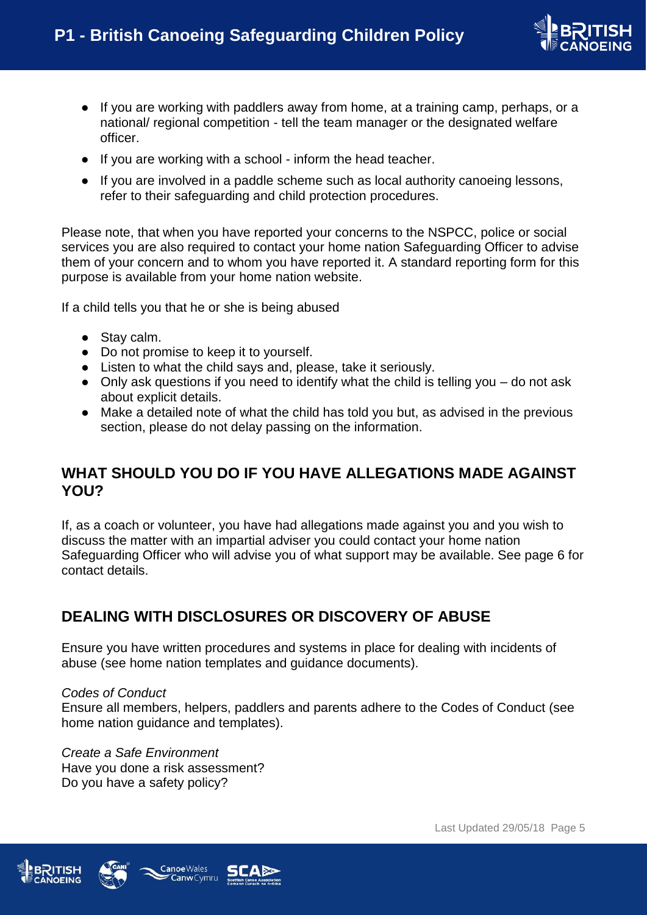- If you are working with paddlers away from home, at a training camp, perhaps, or a national/ regional competition - tell the team manager or the designated welfare officer.
- If you are working with a school - inform the head teacher.
- If you are involved in a paddle scheme such as local authority canoeing lessons, refer to their safeguarding and child protection procedures.

Please note, that when you have reported your concerns to the NSPCC, police or social services you are also required to contact your home nation Safeguarding Officer to advise them of your concern and to whom you have reported it. A standard reporting form for this purpose is available from your home nation website.

If a child tells you that he or she is being abused

- Stay calm.
- Do not promise to keep it to yourself.
- Listen to what the child says and, please, take it seriously.
- Only ask questions if you need to identify what the child is telling you – do not ask about explicit details.
- Make a detailed note of what the child has told you but, as advised in the previous section, please do not delay passing on the information.

## WHAT SHOULD YOU DO IF YOU HAVE ALLEGATIONS MADE AGAINST YOU?

If, as a coach or volunteer, you have had allegations made against you and you wish to discuss the matter with an impartial adviser you could contact your home nation Safeguarding Officer who will advise you of what support may be available. See page 6 for contact details.

## DEALING WITH DISCLOSURES OR DISCOVERY OF ABUSE

Ensure you have written procedures and systems in place for dealing with incidents of abuse (see home nation templates and guidance documents).

*Codes of Conduct*
Ensure all members, helpers, paddlers and parents adhere to the Codes of Conduct (see home nation guidance and templates).

*Create a Safe Environment*
Have you done a risk assessment?
Do you have a safety policy?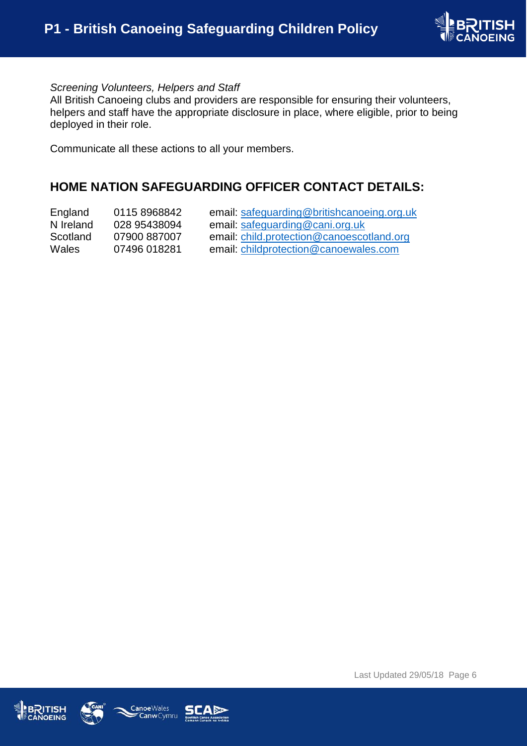*Screening Volunteers, Helpers and Staff*

All British Canoeing clubs and providers are responsible for ensuring their volunteers, helpers and staff have the appropriate disclosure in place, where eligible, prior to being deployed in their role.

Communicate all these actions to all your members.

## HOME NATION SAFEGUARDING OFFICER CONTACT DETAILS:

| | | |
|---|---|---|
| England | 0115 8968842 | email: safeguarding@britishcanoeing.org.uk |
| N Ireland | 028 95438094 | email: safeguarding@cani.org.uk |
| Scotland | 07900 887007 | email: child.protection@canoescotland.org |
| Wales | 07496 018281 | email: childprotection@canoewales.com |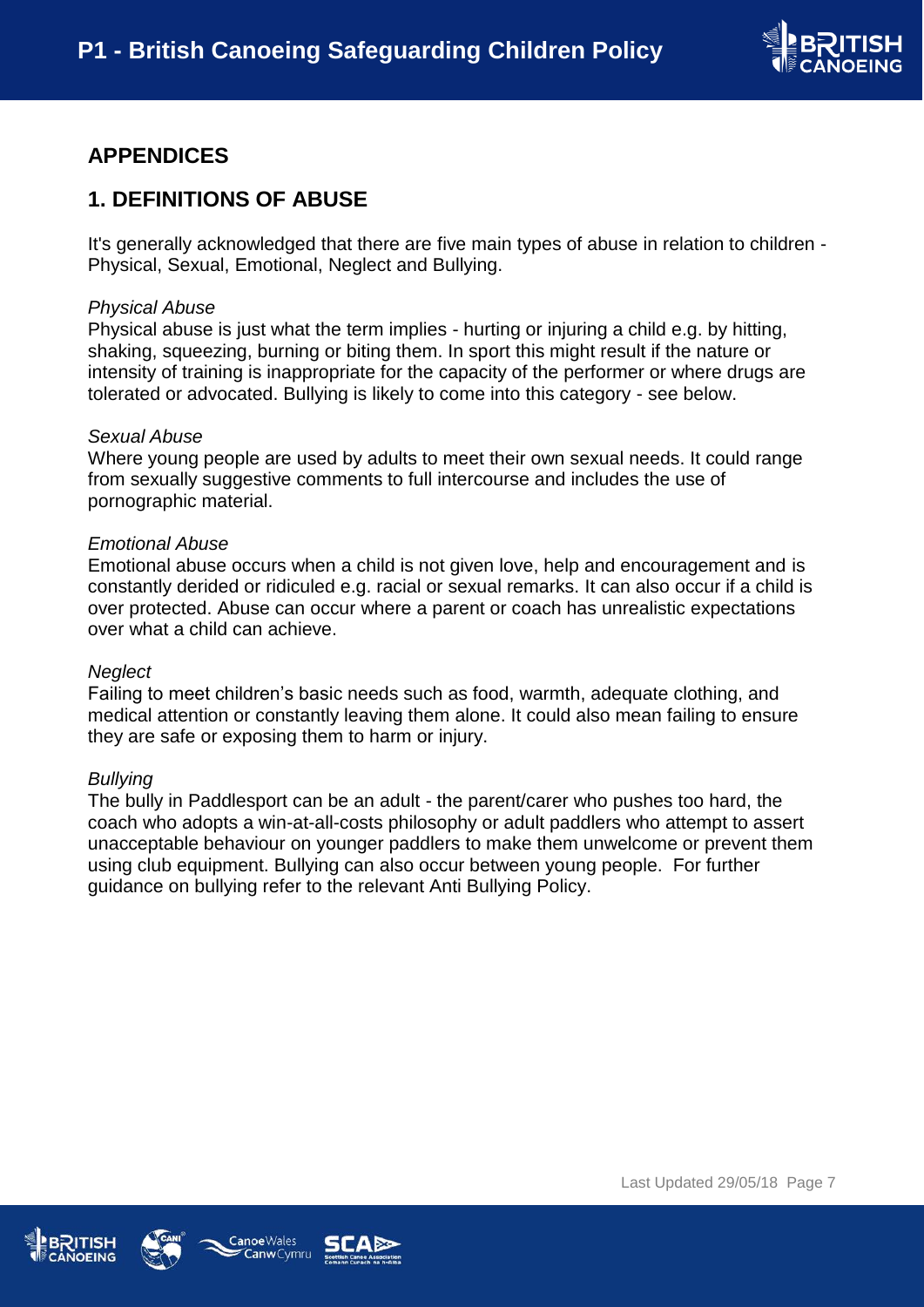## APPENDICES

## 1. DEFINITIONS OF ABUSE

It's generally acknowledged that there are five main types of abuse in relation to children - Physical, Sexual, Emotional, Neglect and Bullying.

*Physical Abuse*
Physical abuse is just what the term implies - hurting or injuring a child e.g. by hitting, shaking, squeezing, burning or biting them. In sport this might result if the nature or intensity of training is inappropriate for the capacity of the performer or where drugs are tolerated or advocated. Bullying is likely to come into this category - see below.

*Sexual Abuse*
Where young people are used by adults to meet their own sexual needs. It could range from sexually suggestive comments to full intercourse and includes the use of pornographic material.

*Emotional Abuse*
Emotional abuse occurs when a child is not given love, help and encouragement and is constantly derided or ridiculed e.g. racial or sexual remarks. It can also occur if a child is over protected. Abuse can occur where a parent or coach has unrealistic expectations over what a child can achieve.

*Neglect*
Failing to meet children's basic needs such as food, warmth, adequate clothing, and medical attention or constantly leaving them alone. It could also mean failing to ensure they are safe or exposing them to harm or injury.

*Bullying*
The bully in Paddlesport can be an adult - the parent/carer who pushes too hard, the coach who adopts a win-at-all-costs philosophy or adult paddlers who attempt to assert unacceptable behaviour on younger paddlers to make them unwelcome or prevent them using club equipment. Bullying can also occur between young people. For further guidance on bullying refer to the relevant Anti Bullying Policy.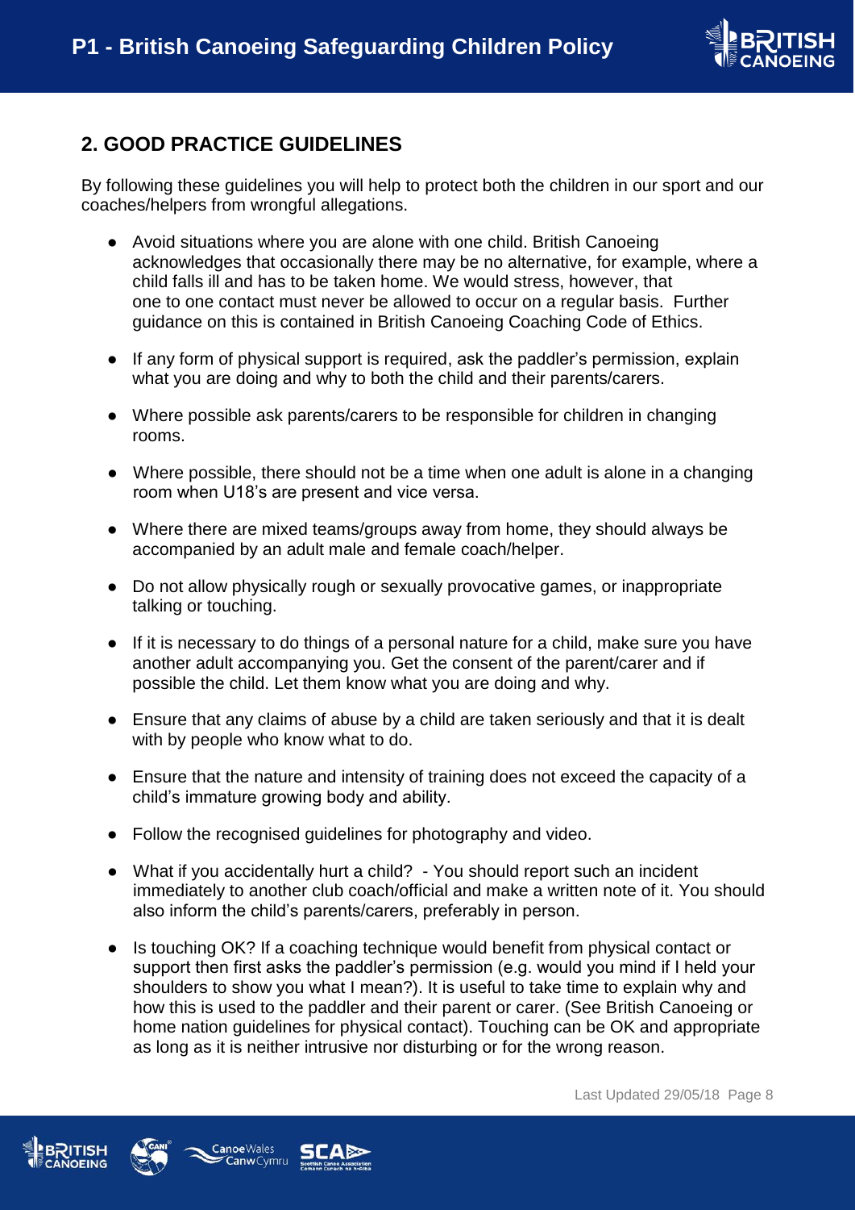## 2. GOOD PRACTICE GUIDELINES

By following these guidelines you will help to protect both the children in our sport and our coaches/helpers from wrongful allegations.

- Avoid situations where you are alone with one child. British Canoeing acknowledges that occasionally there may be no alternative, for example, where a child falls ill and has to be taken home. We would stress, however, that one to one contact must never be allowed to occur on a regular basis. Further guidance on this is contained in British Canoeing Coaching Code of Ethics.
- If any form of physical support is required, ask the paddler's permission, explain what you are doing and why to both the child and their parents/carers.
- Where possible ask parents/carers to be responsible for children in changing rooms.
- Where possible, there should not be a time when one adult is alone in a changing room when U18's are present and vice versa.
- Where there are mixed teams/groups away from home, they should always be accompanied by an adult male and female coach/helper.
- Do not allow physically rough or sexually provocative games, or inappropriate talking or touching.
- If it is necessary to do things of a personal nature for a child, make sure you have another adult accompanying you. Get the consent of the parent/carer and if possible the child. Let them know what you are doing and why.
- Ensure that any claims of abuse by a child are taken seriously and that it is dealt with by people who know what to do.
- Ensure that the nature and intensity of training does not exceed the capacity of a child's immature growing body and ability.
- Follow the recognised guidelines for photography and video.
- What if you accidentally hurt a child? - You should report such an incident immediately to another club coach/official and make a written note of it. You should also inform the child's parents/carers, preferably in person.
- Is touching OK? If a coaching technique would benefit from physical contact or support then first asks the paddler's permission (e.g. would you mind if I held your shoulders to show you what I mean?). It is useful to take time to explain why and how this is used to the paddler and their parent or carer. (See British Canoeing or home nation guidelines for physical contact). Touching can be OK and appropriate as long as it is neither intrusive nor disturbing or for the wrong reason.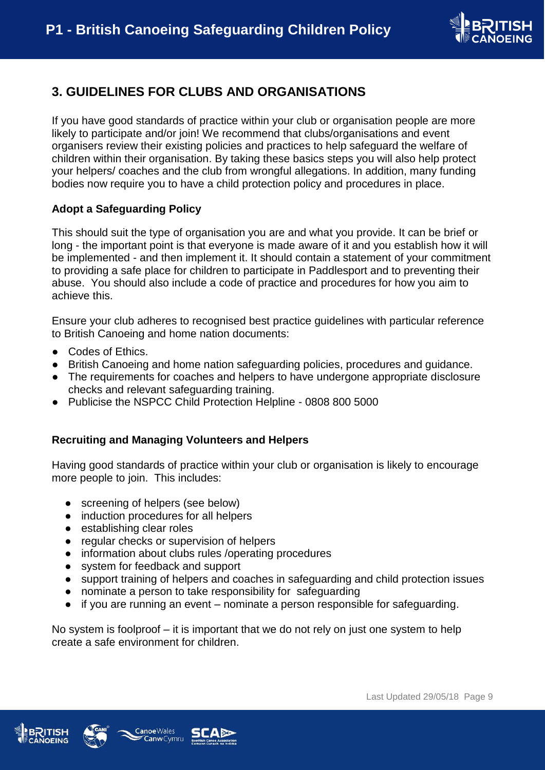## 3. GUIDELINES FOR CLUBS AND ORGANISATIONS

If you have good standards of practice within your club or organisation people are more likely to participate and/or join! We recommend that clubs/organisations and event organisers review their existing policies and practices to help safeguard the welfare of children within their organisation. By taking these basics steps you will also help protect your helpers/ coaches and the club from wrongful allegations. In addition, many funding bodies now require you to have a child protection policy and procedures in place.

### Adopt a Safeguarding Policy

This should suit the type of organisation you are and what you provide. It can be brief or long - the important point is that everyone is made aware of it and you establish how it will be implemented - and then implement it. It should contain a statement of your commitment to providing a safe place for children to participate in Paddlesport and to preventing their abuse. You should also include a code of practice and procedures for how you aim to achieve this.

Ensure your club adheres to recognised best practice guidelines with particular reference to British Canoeing and home nation documents:

- Codes of Ethics.
- British Canoeing and home nation safeguarding policies, procedures and guidance.
- The requirements for coaches and helpers to have undergone appropriate disclosure checks and relevant safeguarding training.
- Publicise the NSPCC Child Protection Helpline - 0808 800 5000

### Recruiting and Managing Volunteers and Helpers

Having good standards of practice within your club or organisation is likely to encourage more people to join. This includes:

- screening of helpers (see below)
- induction procedures for all helpers
- establishing clear roles
- regular checks or supervision of helpers
- information about clubs rules /operating procedures
- system for feedback and support
- support training of helpers and coaches in safeguarding and child protection issues
- nominate a person to take responsibility for safeguarding
- if you are running an event – nominate a person responsible for safeguarding.

No system is foolproof – it is important that we do not rely on just one system to help create a safe environment for children.